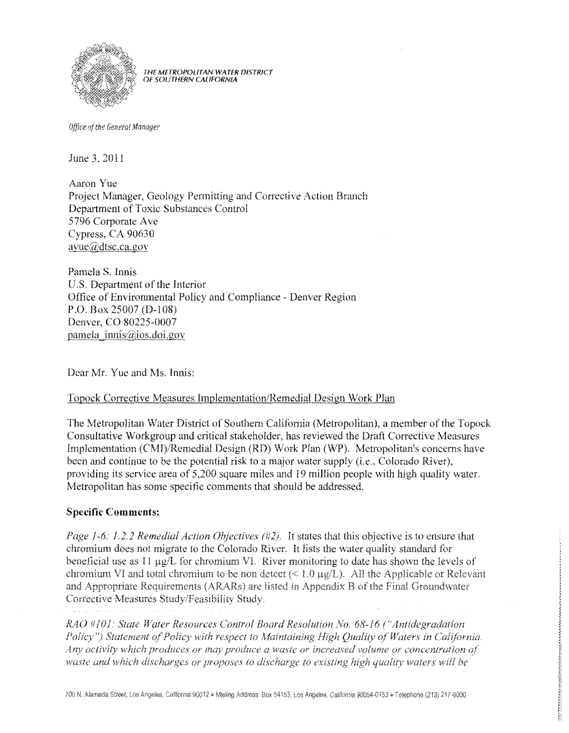THE METROPOLITAN WATER DISTRICT OF SOUTHERN CALIFORNIA

*Office of the General Manager*

June 3, 2011

Aaron Yue
Project Manager, Geology Permitting and Corrective Action Branch
Department of Toxic Substances Control
5796 Corporate Ave
Cypress, CA 90630
ayue@dtsc.ca.gov

Pamela S. Innis
U.S. Department of the Interior
Office of Environmental Policy and Compliance - Denver Region
P.O. Box 25007 (D-108)
Denver, CO 80225-0007
pamela_innis@ios.doi.gov

Dear Mr. Yue and Ms. Innis:

Topock Corrective Measures Implementation/Remedial Design Work Plan

The Metropolitan Water District of Southern California (Metropolitan), a member of the Topock Consultative Workgroup and critical stakeholder, has reviewed the Draft Corrective Measures Implementation (CMI)/Remedial Design (RD) Work Plan (WP). Metropolitan's concerns have been and continue to be the potential risk to a major water supply (i.e., Colorado River), providing its service area of 5,200 square miles and 19 million people with high quality water. Metropolitan has some specific comments that should be addressed.

**Specific Comments:**

*Page 1-6: 1.2.2 Remedial Action Objectives (#2).* It states that this objective is to ensure that chromium does not migrate to the Colorado River. It lists the water quality standard for beneficial use as 11 μg/L for chromium VI. River monitoring to date has shown the levels of chromium VI and total chromium to be non detect (< 1.0 μg/L). All the Applicable or Relevant and Appropriate Requirements (ARARs) are listed in Appendix B of the Final Groundwater Corrective Measures Study/Feasibility Study.

*RAO #101: State Water Resources Control Board Resolution No. 68-16 ("Antidegradation Policy") Statement of Policy with respect to Maintaining High Quality of Waters in California. Any activity which produces or may produce a waste or increased volume or concentration of waste and which discharges or proposes to discharge to existing high quality waters will be*

700 N. Alameda Street, Los Angeles, California 90012 • Mailing Address: Box 54153, Los Angeles, California 90054-0153 • Telephone (213) 217-6000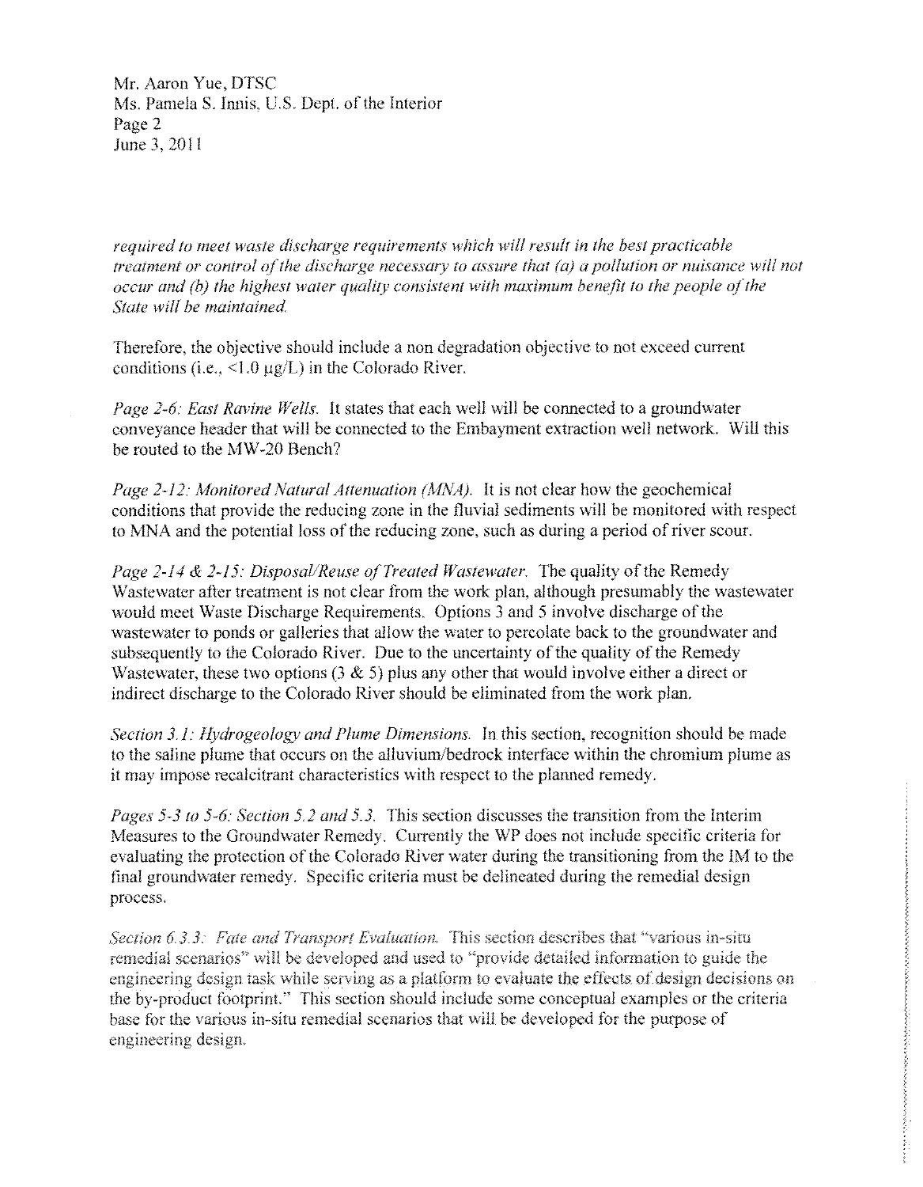*required to meet waste discharge requirements which will result in the best practicable treatment or control of the discharge necessary to assure that (a) a pollution or nuisance will not occur and (b) the highest water quality consistent with maximum benefit to the people of the State will be maintained.*

Therefore, the objective should include a non degradation objective to not exceed current conditions (i.e., <1.0 µg/L) in the Colorado River.

*Page 2-6: East Ravine Wells.* It states that each well will be connected to a groundwater conveyance header that will be connected to the Embayment extraction well network. Will this be routed to the MW-20 Bench?

*Page 2-12: Monitored Natural Attenuation (MNA).* It is not clear how the geochemical conditions that provide the reducing zone in the fluvial sediments will be monitored with respect to MNA and the potential loss of the reducing zone, such as during a period of river scour.

*Page 2-14 & 2-15: Disposal/Reuse of Treated Wastewater.* The quality of the Remedy Wastewater after treatment is not clear from the work plan, although presumably the wastewater would meet Waste Discharge Requirements. Options 3 and 5 involve discharge of the wastewater to ponds or galleries that allow the water to percolate back to the groundwater and subsequently to the Colorado River. Due to the uncertainty of the quality of the Remedy Wastewater, these two options (3 & 5) plus any other that would involve either a direct or indirect discharge to the Colorado River should be eliminated from the work plan.

*Section 3.1: Hydrogeology and Plume Dimensions.* In this section, recognition should be made to the saline plume that occurs on the alluvium/bedrock interface within the chromium plume as it may impose recalcitrant characteristics with respect to the planned remedy.

*Pages 5-3 to 5-6: Section 5.2 and 5.3.* This section discusses the transition from the Interim Measures to the Groundwater Remedy. Currently the WP does not include specific criteria for evaluating the protection of the Colorado River water during the transitioning from the IM to the final groundwater remedy. Specific criteria must be delineated during the remedial design process.

*Section 6.3.3: Fate and Transport Evaluation.* This section describes that "various in-situ remedial scenarios" will be developed and used to "provide detailed information to guide the engineering design task while serving as a platform to evaluate the effects of design decisions on the by-product footprint." This section should include some conceptual examples or the criteria base for the various in-situ remedial scenarios that will be developed for the purpose of engineering design.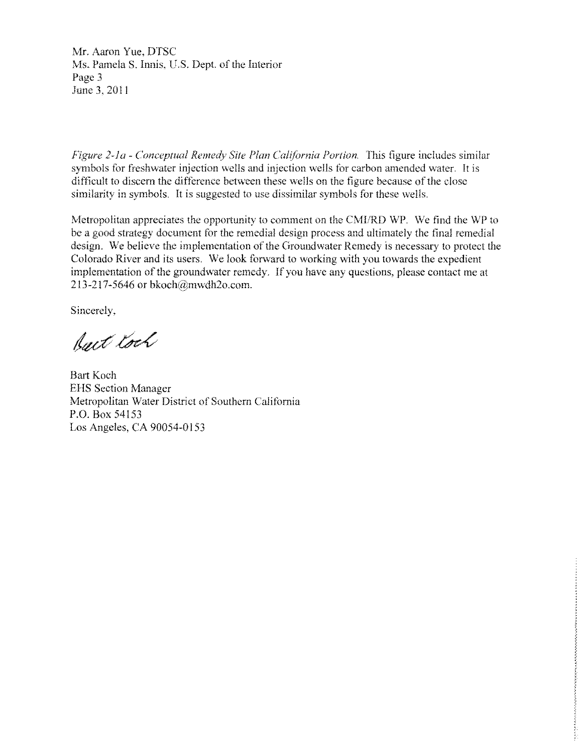*Figure 2-1a - Conceptual Remedy Site Plan California Portion.* This figure includes similar symbols for freshwater injection wells and injection wells for carbon amended water. It is difficult to discern the difference between these wells on the figure because of the close similarity in symbols. It is suggested to use dissimilar symbols for these wells.

Metropolitan appreciates the opportunity to comment on the CMI/RD WP. We find the WP to be a good strategy document for the remedial design process and ultimately the final remedial design. We believe the implementation of the Groundwater Remedy is necessary to protect the Colorado River and its users. We look forward to working with you towards the expedient implementation of the groundwater remedy. If you have any questions, please contact me at 213-217-5646 or bkoch@mwdh2o.com.

Sincerely,

Bart Koch

Bart Koch
EHS Section Manager
Metropolitan Water District of Southern California
P.O. Box 54153
Los Angeles, CA 90054-0153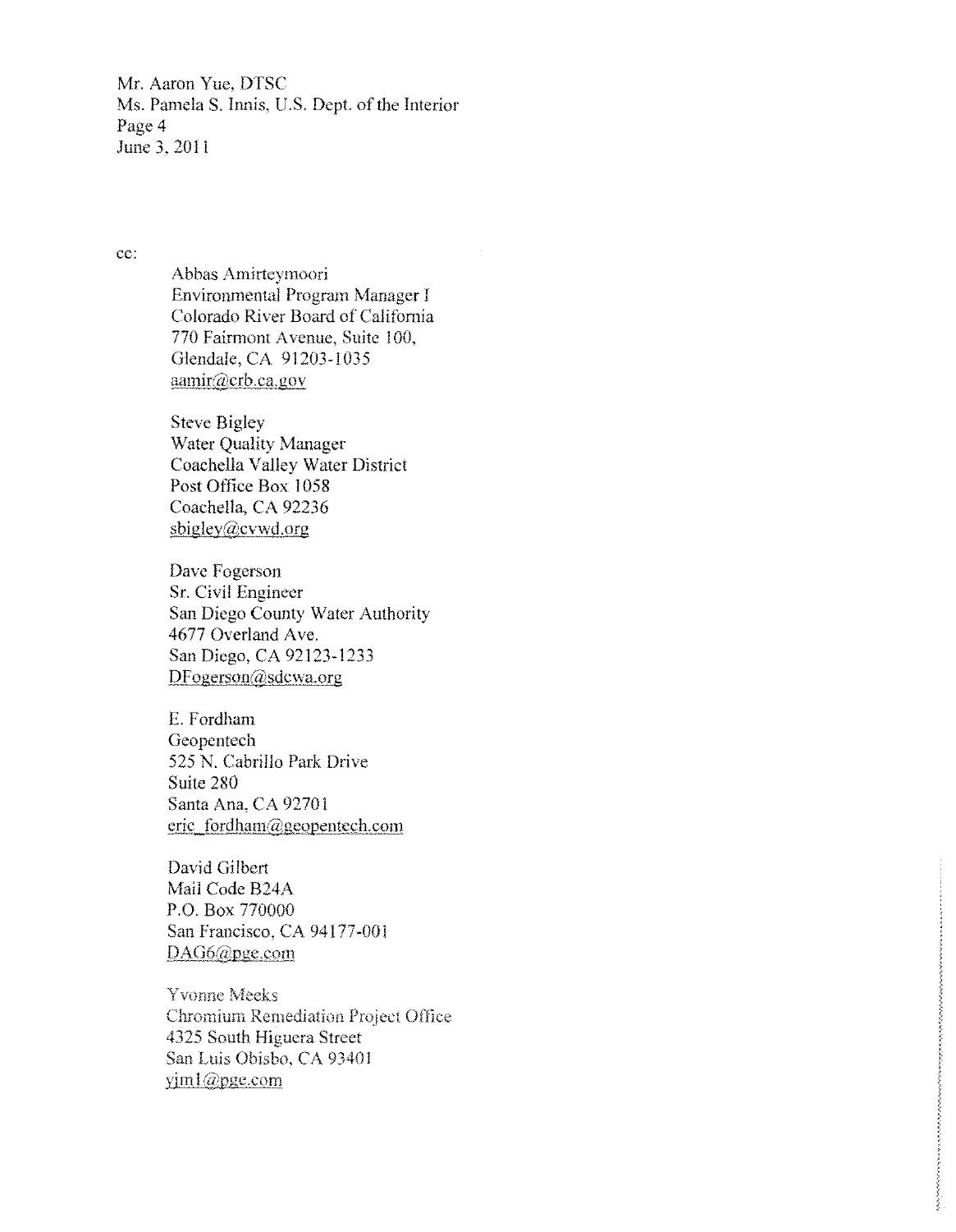Mr. Aaron Yue, DTSC
Ms. Pamela S. Innis, U.S. Dept. of the Interior
Page 4
June 3, 2011

cc:

Abbas Amirteymoori
Environmental Program Manager I
Colorado River Board of California
770 Fairmont Avenue, Suite 100,
Glendale, CA 91203-1035
aamir@crb.ca.gov

Steve Bigley
Water Quality Manager
Coachella Valley Water District
Post Office Box 1058
Coachella, CA 92236
sbigley@cvwd.org

Dave Fogerson
Sr. Civil Engineer
San Diego County Water Authority
4677 Overland Ave.
San Diego, CA 92123-1233
DFogerson@sdcwa.org

E. Fordham
Geopentech
525 N. Cabrillo Park Drive
Suite 280
Santa Ana, CA 92701
eric_fordham@geopentech.com

David Gilbert
Mail Code B24A
P.O. Box 770000
San Francisco, CA 94177-001
DAG6@pge.com

Yvonne Meeks
Chromium Remediation Project Office
4325 South Higuera Street
San Luis Obisbo, CA 93401
yjm1@pge.com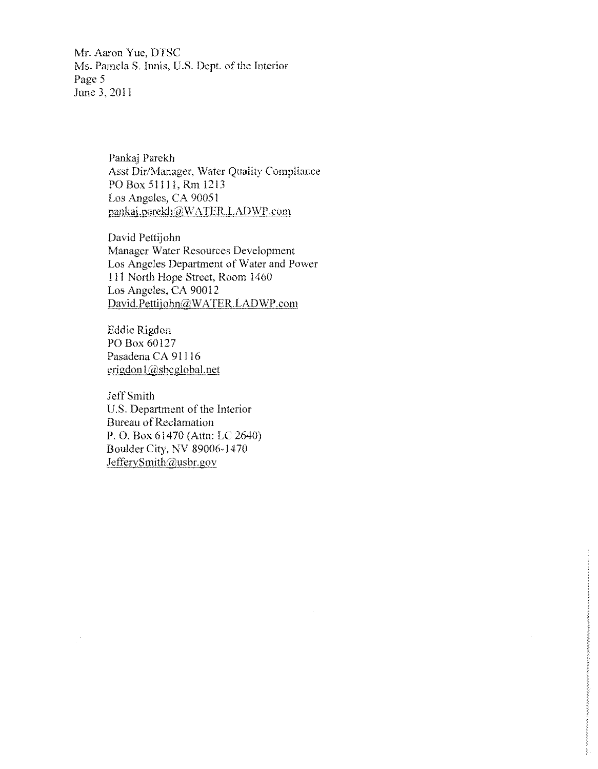Pankaj Parekh
Asst Dir/Manager, Water Quality Compliance
PO Box 51111, Rm 1213
Los Angeles, CA 90051
pankaj.parekh@WATER.LADWP.com

David Pettijohn
Manager Water Resources Development
Los Angeles Department of Water and Power
111 North Hope Street, Room 1460
Los Angeles, CA 90012
David.Pettijohn@WATER.LADWP.com

Eddie Rigdon
PO Box 60127
Pasadena CA 91116
erigdon1@sbcglobal.net

Jeff Smith
U.S. Department of the Interior
Bureau of Reclamation
P. O. Box 61470 (Attn: LC 2640)
Boulder City, NV 89006-1470
JefferySmith@usbr.gov